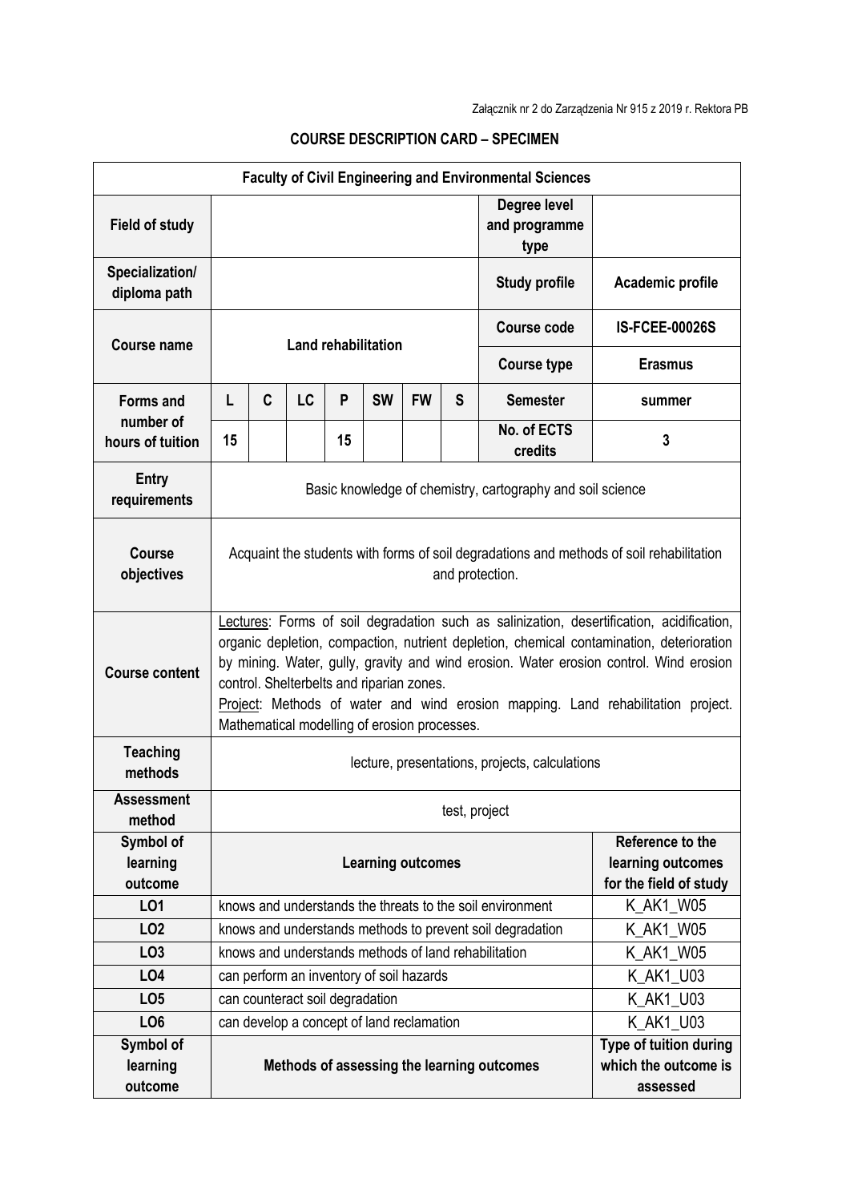Załącznik nr 2 do Zarządzenia Nr 915 z 2019 r. Rektora PB

**COURSE DESCRIPTION CARD – SPECIMEN**

| **Faculty of Civil Engineering and Environmental Sciences** | | | | | | | | | |
|---|---|---|---|---|---|---|---|---|---|
| **Field of study** | | | | | | | | **Degree level and programme type** | |
| **Specialization/ diploma path** | | | | | | | | **Study profile** | **Academic profile** |
| **Course name** | **Land rehabilitation** | | | | | | | **Course code** | **IS-FCEE-00026S** |
| | | | | | | | | **Course type** | **Erasmus** |
| **Forms and number of hours of tuition** | **L** | **C** | **LC** | **P** | **SW** | **FW** | **S** | **Semester** | **summer** |
| | **15** | | | **15** | | | | **No. of ECTS credits** | **3** |
| **Entry requirements** | Basic knowledge of chemistry, cartography and soil science | | | | | | | | |
| **Course objectives** | Acquaint the students with forms of soil degradations and methods of soil rehabilitation and protection. | | | | | | | | |
| **Course content** | Lectures: Forms of soil degradation such as salinization, desertification, acidification, organic depletion, compaction, nutrient depletion, chemical contamination, deterioration by mining. Water, gully, gravity and wind erosion. Water erosion control. Wind erosion control. Shelterbelts and riparian zones. Project: Methods of water and wind erosion mapping. Land rehabilitation project. Mathematical modelling of erosion processes. | | | | | | | | |
| **Teaching methods** | lecture, presentations, projects, calculations | | | | | | | | |
| **Assessment method** | test, project | | | | | | | | |
| **Symbol of learning outcome** | **Learning outcomes** | | | | | | | | **Reference to the learning outcomes for the field of study** |
| **LO1** | knows and understands the threats to the soil environment | | | | | | | | K_AK1_W05 |
| **LO2** | knows and understands methods to prevent soil degradation | | | | | | | | K_AK1_W05 |
| **LO3** | knows and understands methods of land rehabilitation | | | | | | | | K_AK1_W05 |
| **LO4** | can perform an inventory of soil hazards | | | | | | | | K_AK1_U03 |
| **LO5** | can counteract soil degradation | | | | | | | | K_AK1_U03 |
| **LO6** | can develop a concept of land reclamation | | | | | | | | K_AK1_U03 |
| **Symbol of learning outcome** | **Methods of assessing the learning outcomes** | | | | | | | | **Type of tuition during which the outcome is assessed** |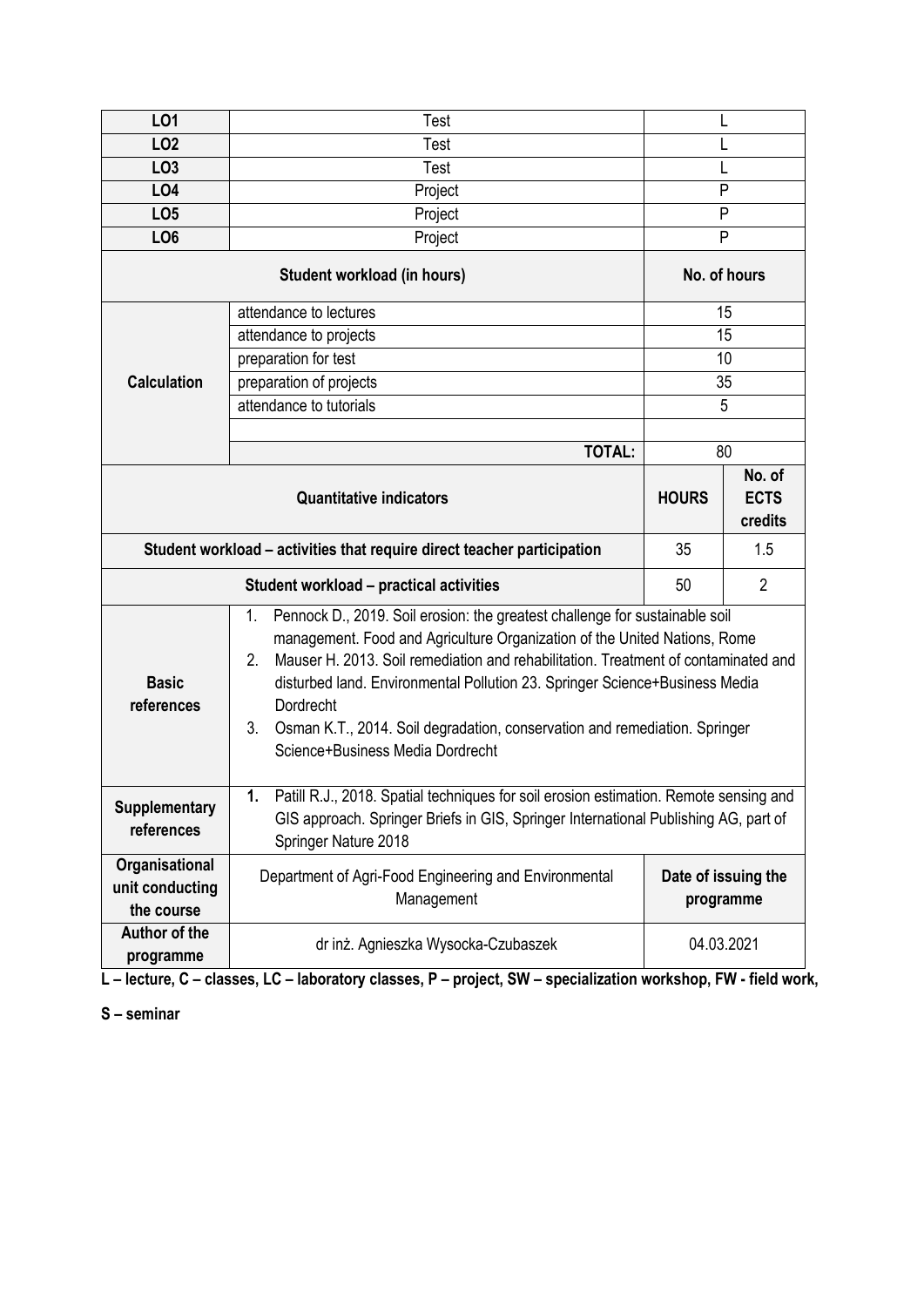| | | |
|---|---|---|
| LO1 | Test | L |
| LO2 | Test | L |
| LO3 | Test | L |
| LO4 | Project | P |
| LO5 | Project | P |
| LO6 | Project | P |

| | | | |
|---|---|---|---|
| **Student workload (in hours)** | | **No. of hours** | |
| **Calculation** | attendance to lectures | 15 | |
| | attendance to projects | 15 | |
| | preparation for test | 10 | |
| | preparation of projects | 35 | |
| | attendance to tutorials | 5 | |
| | | | |
| | **TOTAL:** | 80 | |
| **Quantitative indicators** | | **HOURS** | **No. of ECTS credits** |
| **Student workload – activities that require direct teacher participation** | | 35 | 1.5 |
| **Student workload – practical activities** | | 50 | 2 |
| **Basic references** | 1. Pennock D., 2019. Soil erosion: the greatest challenge for sustainable soil management. Food and Agriculture Organization of the United Nations, Rome<br>2. Mauser H. 2013. Soil remediation and rehabilitation. Treatment of contaminated and disturbed land. Environmental Pollution 23. Springer Science+Business Media Dordrecht<br>3. Osman K.T., 2014. Soil degradation, conservation and remediation. Springer Science+Business Media Dordrecht | | |
| **Supplementary references** | **1.** Patill R.J., 2018. Spatial techniques for soil erosion estimation. Remote sensing and GIS approach. Springer Briefs in GIS, Springer International Publishing AG, part of Springer Nature 2018 | | |
| **Organisational unit conducting the course** | Department of Agri-Food Engineering and Environmental Management | **Date of issuing the programme** | |
| **Author of the programme** | dr inż. Agnieszka Wysocka-Czubaszek | 04.03.2021 | |

**L – lecture, C – classes, LC – laboratory classes, P – project, SW – specialization workshop, FW - field work, S – seminar**